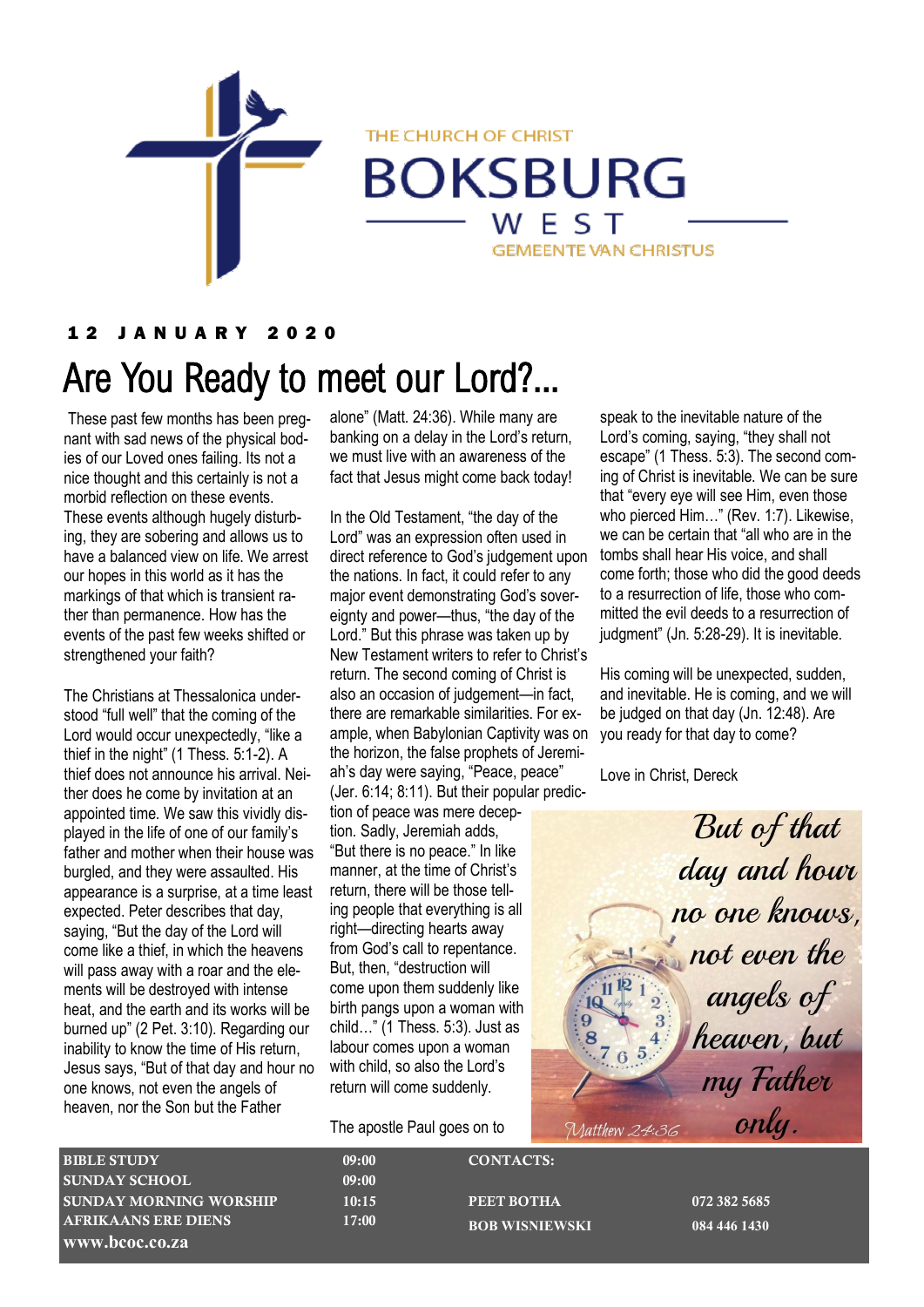THE CHURCH OF CHRIST

# BOKSBURG WEST

GEMEENTE VAN CHRISTUS

**12 JANUARY 2020**

# Are You Ready to meet our Lord?...

These past few months has been pregnant with sad news of the physical bodies of our Loved ones failing. Its not a nice thought and this certainly is not a morbid reflection on these events. These events although hugely disturbing, they are sobering and allows us to have a balanced view on life. We arrest our hopes in this world as it has the markings of that which is transient rather than permanence. How has the events of the past few weeks shifted or strengthened your faith?

The Christians at Thessalonica understood "full well" that the coming of the Lord would occur unexpectedly, "like a thief in the night" (1 Thess. 5:1-2). A thief does not announce his arrival. Neither does he come by invitation at an appointed time. We saw this vividly displayed in the life of one of our family's father and mother when their house was burgled, and they were assaulted. His appearance is a surprise, at a time least expected. Peter describes that day, saying, "But the day of the Lord will come like a thief, in which the heavens will pass away with a roar and the elements will be destroyed with intense heat, and the earth and its works will be burned up" (2 Pet. 3:10). Regarding our inability to know the time of His return, Jesus says, "But of that day and hour no one knows, not even the angels of heaven, nor the Son but the Father alone" (Matt. 24:36). While many are banking on a delay in the Lord's return, we must live with an awareness of the fact that Jesus might come back today!

In the Old Testament, "the day of the Lord" was an expression often used in direct reference to God's judgement upon the nations. In fact, it could refer to any major event demonstrating God's sovereignty and power—thus, "the day of the Lord." But this phrase was taken up by New Testament writers to refer to Christ's return. The second coming of Christ is also an occasion of judgement—in fact, there are remarkable similarities. For example, when Babylonian Captivity was on the horizon, the false prophets of Jeremiah's day were saying, "Peace, peace" (Jer. 6:14; 8:11). But their popular prediction of peace was mere deception. Sadly, Jeremiah adds, "But there is no peace." In like manner, at the time of Christ's return, there will be those telling people that everything is all right—directing hearts away from God's call to repentance. But, then, "destruction will come upon them suddenly like birth pangs upon a woman with child…" (1 Thess. 5:3). Just as labour comes upon a woman with child, so also the Lord's return will come suddenly.

The apostle Paul goes on to speak to the inevitable nature of the Lord's coming, saying, "they shall not escape" (1 Thess. 5:3). The second coming of Christ is inevitable. We can be sure that "every eye will see Him, even those who pierced Him…" (Rev. 1:7). Likewise, we can be certain that "all who are in the tombs shall hear His voice, and shall come forth; those who did the good deeds to a resurrection of life, those who committed the evil deeds to a resurrection of judgment" (Jn. 5:28-29). It is inevitable.

His coming will be unexpected, sudden, and inevitable. He is coming, and we will be judged on that day (Jn. 12:48). Are you ready for that day to come?

Love in Christ, Dereck

*But of that day and hour no one knows, not even the angels of heaven, but my Father only.*

*Matthew 24:36*

| | | | |
|---|---|---|---|
| **BIBLE STUDY** | **09:00** | **CONTACTS:** | |
| **SUNDAY SCHOOL** | **09:00** | | |
| **SUNDAY MORNING WORSHIP** | **10:15** | **PEET BOTHA** | **072 382 5685** |
| **AFRIKAANS ERE DIENS** | **17:00** | **BOB WISNIEWSKI** | **084 446 1430** |
| **www.bcoc.co.za** | | | |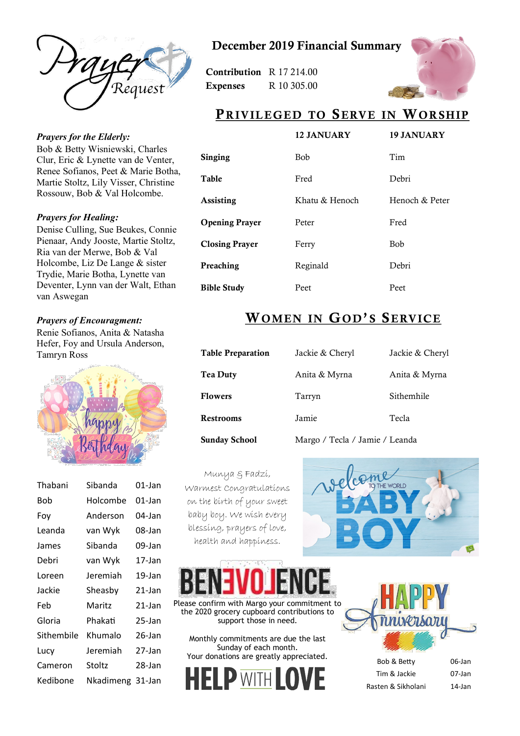# Prayer Request

***Prayers for the Elderly:***
Bob & Betty Wisniewski, Charles Clur, Eric & Lynette van de Venter, Renee Sofianos, Peet & Marie Botha, Martie Stoltz, Lily Visser, Christine Rossouw, Bob & Val Holcombe.

***Prayers for Healing:***
Denise Culling, Sue Beukes, Connie Pienaar, Andy Jooste, Martie Stoltz, Ria van der Merwe, Bob & Val Holcombe, Liz De Lange & sister Trydie, Marie Botha, Lynette van Deventer, Lynn van der Walt, Ethan van Aswegan

***Prayers of Encouragment:***
Renie Sofianos, Anita & Natasha Hefer, Foy and Ursula Anderson, Tamryn Ross

## happy Birthday

| | | |
|---|---|---|
| Thabani | Sibanda | 01-Jan |
| Bob | Holcombe | 01-Jan |
| Foy | Anderson | 04-Jan |
| Leanda | van Wyk | 08-Jan |
| James | Sibanda | 09-Jan |
| Debri | van Wyk | 17-Jan |
| Loreen | Jeremiah | 19-Jan |
| Jackie | Sheasby | 21-Jan |
| Feb | Maritz | 21-Jan |
| Gloria | Phakati | 25-Jan |
| Sithembile | Khumalo | 26-Jan |
| Lucy | Jeremiah | 27-Jan |
| Cameron | Stoltz | 28-Jan |
| Kedibone | Nkadimeng | 31-Jan |

## December 2019 Financial Summary

**Contribution** R 17 214.00
**Expenses** R 10 305.00

## Privileged to Serve in Worship

| | 12 JANUARY | 19 JANUARY |
|---|---|---|
| **Singing** | Bob | Tim |
| **Table** | Fred | Debri |
| **Assisting** | Khatu & Henoch | Henoch & Peter |
| **Opening Prayer** | Peter | Fred |
| **Closing Prayer** | Ferry | Bob |
| **Preaching** | Reginald | Debri |
| **Bible Study** | Peet | Peet |

## Women in God's Service

| | | |
|---|---|---|
| **Table Preparation** | Jackie & Cheryl | Jackie & Cheryl |
| **Tea Duty** | Anita & Myrna | Anita & Myrna |
| **Flowers** | Tarryn | Sithemhile |
| **Restrooms** | Jamie | Tecla |
| **Sunday School** | Margo / Tecla / Jamie / Leanda | |

Munya & Fadzi,
Warmest Congratulations on the birth of your sweet baby boy. We wish every blessing, prayers of love, health and happiness.

welcome TO THE WORLD BABY BOY

## BENEVOLENCE

Please confirm with Margo your commitment to the 2020 grocery cupboard contributions to support those in need.

Monthly commitments are due the last Sunday of each month.
Your donations are greatly appreciated.

HELP WITH LOVE

## HAPPY Anniversary

| | |
|---|---|
| Bob & Betty | 06-Jan |
| Tim & Jackie | 07-Jan |
| Rasten & Sikholani | 14-Jan |